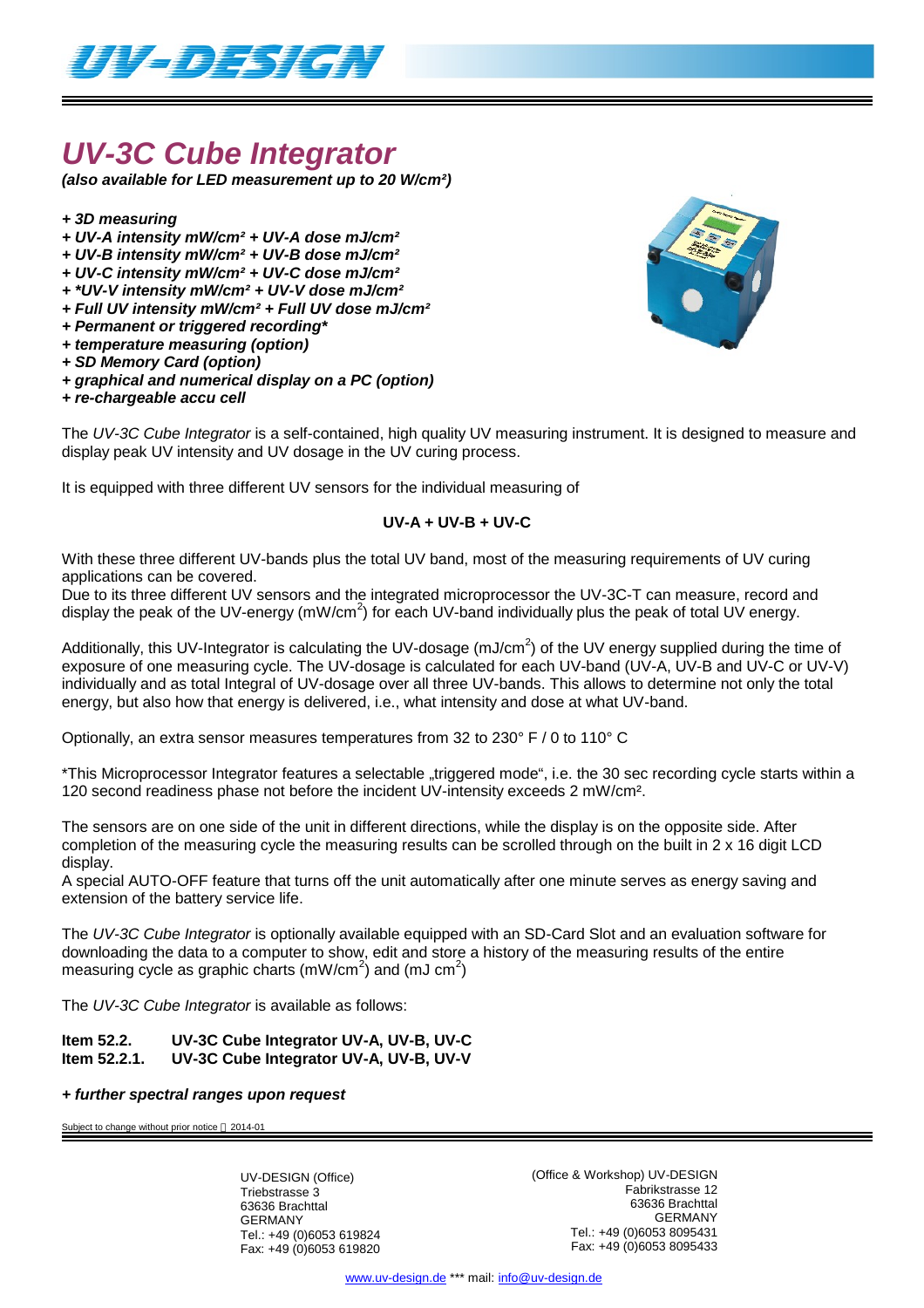# UV-3C Cube Integrator

***(also available for LED measurement up to 20 W/cm²)***

*+ 3D measuring*
*+ UV-A intensity mW/cm² + UV-A dose mJ/cm²*
*+ UV-B intensity mW/cm² + UV-B dose mJ/cm²*
*+ UV-C intensity mW/cm² + UV-C dose mJ/cm²*
*+ *UV-V intensity mW/cm² + UV-V dose mJ/cm²*
*+ Full UV intensity mW/cm² + Full UV dose mJ/cm²*
*+ Permanent or triggered recording**
*+ temperature measuring (option)*
*+ SD Memory Card (option)*
*+ graphical and numerical display on a PC (option)*
*+ re-chargeable accu cell*

The *UV-3C Cube Integrator* is a self-contained, high quality UV measuring instrument. It is designed to measure and display peak UV intensity and UV dosage in the UV curing process.

It is equipped with three different UV sensors for the individual measuring of

**UV-A + UV-B + UV-C**

With these three different UV-bands plus the total UV band, most of the measuring requirements of UV curing applications can be covered.
Due to its three different UV sensors and the integrated microprocessor the UV-3C-T can measure, record and display the peak of the UV-energy (mW/cm$^2$) for each UV-band individually plus the peak of total UV energy.

Additionally, this UV-Integrator is calculating the UV-dosage (mJ/cm$^2$) of the UV energy supplied during the time of exposure of one measuring cycle. The UV-dosage is calculated for each UV-band (UV-A, UV-B and UV-C or UV-V) individually and as total Integral of UV-dosage over all three UV-bands. This allows to determine not only the total energy, but also how that energy is delivered, i.e., what intensity and dose at what UV-band.

Optionally, an extra sensor measures temperatures from 32 to 230° F / 0 to 110° C

*This Microprocessor Integrator features a selectable „triggered mode", i.e. the 30 sec recording cycle starts within a 120 second readiness phase not before the incident UV-intensity exceeds 2 mW/cm².

The sensors are on one side of the unit in different directions, while the display is on the opposite side. After completion of the measuring cycle the measuring results can be scrolled through on the built in 2 x 16 digit LCD display.
A special AUTO-OFF feature that turns off the unit automatically after one minute serves as energy saving and extension of the battery service life.

The *UV-3C Cube Integrator* is optionally available equipped with an SD-Card Slot and an evaluation software for downloading the data to a computer to show, edit and store a history of the measuring results of the entire measuring cycle as graphic charts (mW/cm$^2$) and (mJ cm$^2$)

The *UV-3C Cube Integrator* is available as follows:

**Item 52.2.** **UV-3C Cube Integrator UV-A, UV-B, UV-C**
**Item 52.2.1.** **UV-3C Cube Integrator UV-A, UV-B, UV-V**

***+ further spectral ranges upon request***

Subject to change without prior notice 2014-01

UV-DESIGN (Office)
Triebstrasse 3
63636 Brachttal
GERMANY
Tel.: +49 (0)6053 619824
Fax: +49 (0)6053 619820

(Office & Workshop) UV-DESIGN
Fabrikstrasse 12
63636 Brachttal
GERMANY
Tel.: +49 (0)6053 8095431
Fax: +49 (0)6053 8095433

www.uv-design.de *** mail: info@uv-design.de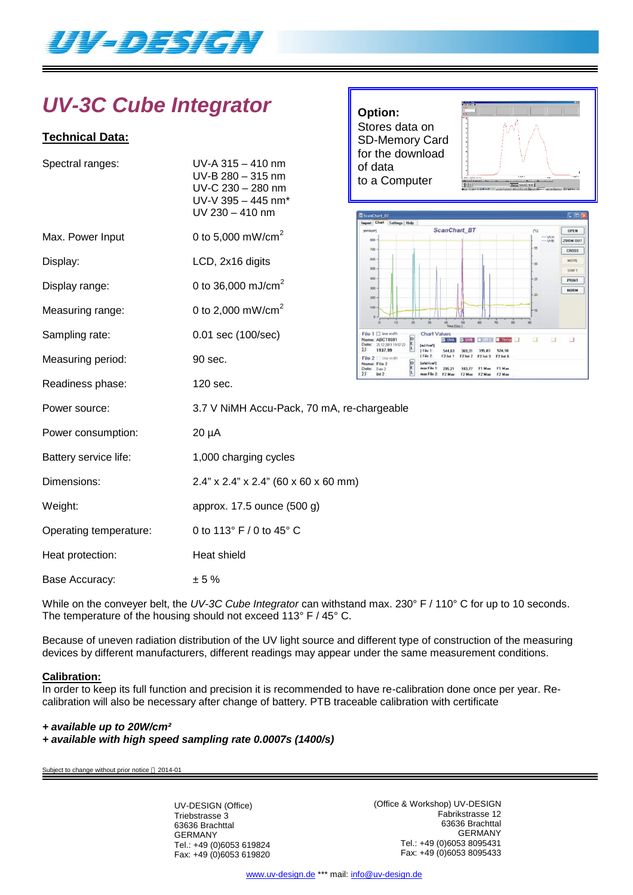# UV-3C Cube Integrator

**Option:**
Stores data on SD-Memory Card for the download of data to a Computer

## Technical Data:

| | |
|---|---|
| Spectral ranges: | UV-A 315 – 410 nm<br>UV-B 280 – 315 nm<br>UV-C 230 – 280 nm<br>UV-V 395 – 445 nm*<br>UV 230 – 410 nm |
| Max. Power Input | 0 to 5,000 mW/cm² |
| Display: | LCD, 2x16 digits |
| Display range: | 0 to 36,000 mJ/cm² |
| Measuring range: | 0 to 2,000 mW/cm² |
| Sampling rate: | 0.01 sec (100/sec) |
| Measuring period: | 90 sec. |
| Readiness phase: | 120 sec. |
| Power source: | 3.7 V NiMH Accu-Pack, 70 mA, re-chargeable |
| Power consumption: | 20 µA |
| Battery service life: | 1,000 charging cycles |
| Dimensions: | 2.4" x 2.4" x 2.4" (60 x 60 x 60 mm) |
| Weight: | approx. 17.5 ounce (500 g) |
| Operating temperature: | 0 to 113° F / 0 to 45° C |
| Heat protection: | Heat shield |
| Base Accuracy: | ± 5 % |

While on the conveyer belt, the *UV-3C Cube Integrator* can withstand max. 230° F / 110° C for up to 10 seconds. The temperature of the housing should not exceed 113° F / 45° C.

Because of uneven radiation distribution of the UV light source and different type of construction of the measuring devices by different manufacturers, different readings may appear under the same measurement conditions.

**Calibration:**
In order to keep its full function and precision it is recommended to have re-calibration done once per year. Re-calibration will also be necessary after change of battery. PTB traceable calibration with certificate

***+ available up to 20W/cm²***
***+ available with high speed sampling rate 0.0007s (1400/s)***

Subject to change without prior notice 2014-01

UV-DESIGN (Office)
Triebstrasse 3
63636 Brachttal
GERMANY
Tel.: +49 (0)6053 619824
Fax: +49 (0)6053 619820

(Office & Workshop) UV-DESIGN
Fabrikstrasse 12
63636 Brachttal
GERMANY
Tel.: +49 (0)6053 8095431
Fax: +49 (0)6053 8095433

www.uv-design.de *** mail: info@uv-design.de